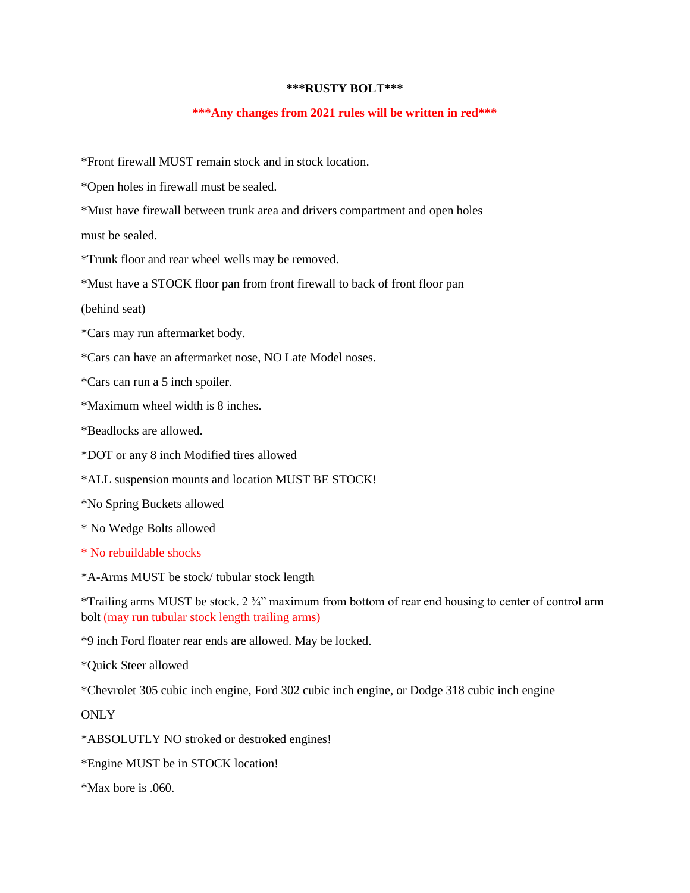**\*\*\*RUSTY BOLT\*\*\***

**\*\*\*Any changes from 2021 rules will be written in red\*\*\***

*Front firewall MUST remain stock and in stock location.

*Open holes in firewall must be sealed.

*Must have firewall between trunk area and drivers compartment and open holes must be sealed.

*Trunk floor and rear wheel wells may be removed.

*Must have a STOCK floor pan from front firewall to back of front floor pan (behind seat)

*Cars may run aftermarket body.

*Cars can have an aftermarket nose, NO Late Model noses.

*Cars can run a 5 inch spoiler.

*Maximum wheel width is 8 inches.

*Beadlocks are allowed.

*DOT or any 8 inch Modified tires allowed

*ALL suspension mounts and location MUST BE STOCK!

*No Spring Buckets allowed

* No Wedge Bolts allowed

* No rebuildable shocks

*A-Arms MUST be stock/ tubular stock length

*Trailing arms MUST be stock. 2 ¾" maximum from bottom of rear end housing to center of control arm bolt (may run tubular stock length trailing arms)

*9 inch Ford floater rear ends are allowed. May be locked.

*Quick Steer allowed

*Chevrolet 305 cubic inch engine, Ford 302 cubic inch engine, or Dodge 318 cubic inch engine ONLY

*ABSOLUTLY NO stroked or destroked engines!

*Engine MUST be in STOCK location!

*Max bore is .060.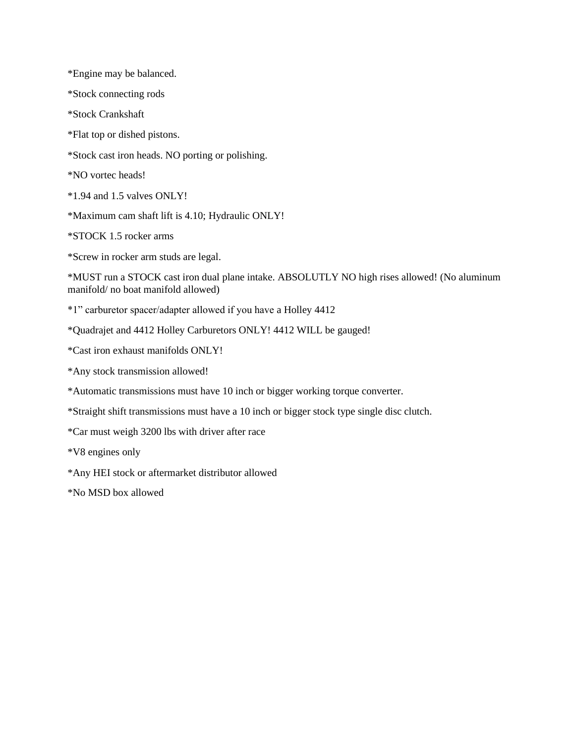*Engine may be balanced.

*Stock connecting rods

*Stock Crankshaft

*Flat top or dished pistons.

*Stock cast iron heads. NO porting or polishing.

*NO vortec heads!

*1.94 and 1.5 valves ONLY!

*Maximum cam shaft lift is 4.10; Hydraulic ONLY!

*STOCK 1.5 rocker arms

*Screw in rocker arm studs are legal.

*MUST run a STOCK cast iron dual plane intake. ABSOLUTLY NO high rises allowed! (No aluminum manifold/ no boat manifold allowed)

*1" carburetor spacer/adapter allowed if you have a Holley 4412

*Quadrajet and 4412 Holley Carburetors ONLY! 4412 WILL be gauged!

*Cast iron exhaust manifolds ONLY!

*Any stock transmission allowed!

*Automatic transmissions must have 10 inch or bigger working torque converter.

*Straight shift transmissions must have a 10 inch or bigger stock type single disc clutch.

*Car must weigh 3200 lbs with driver after race

*V8 engines only

*Any HEI stock or aftermarket distributor allowed

*No MSD box allowed